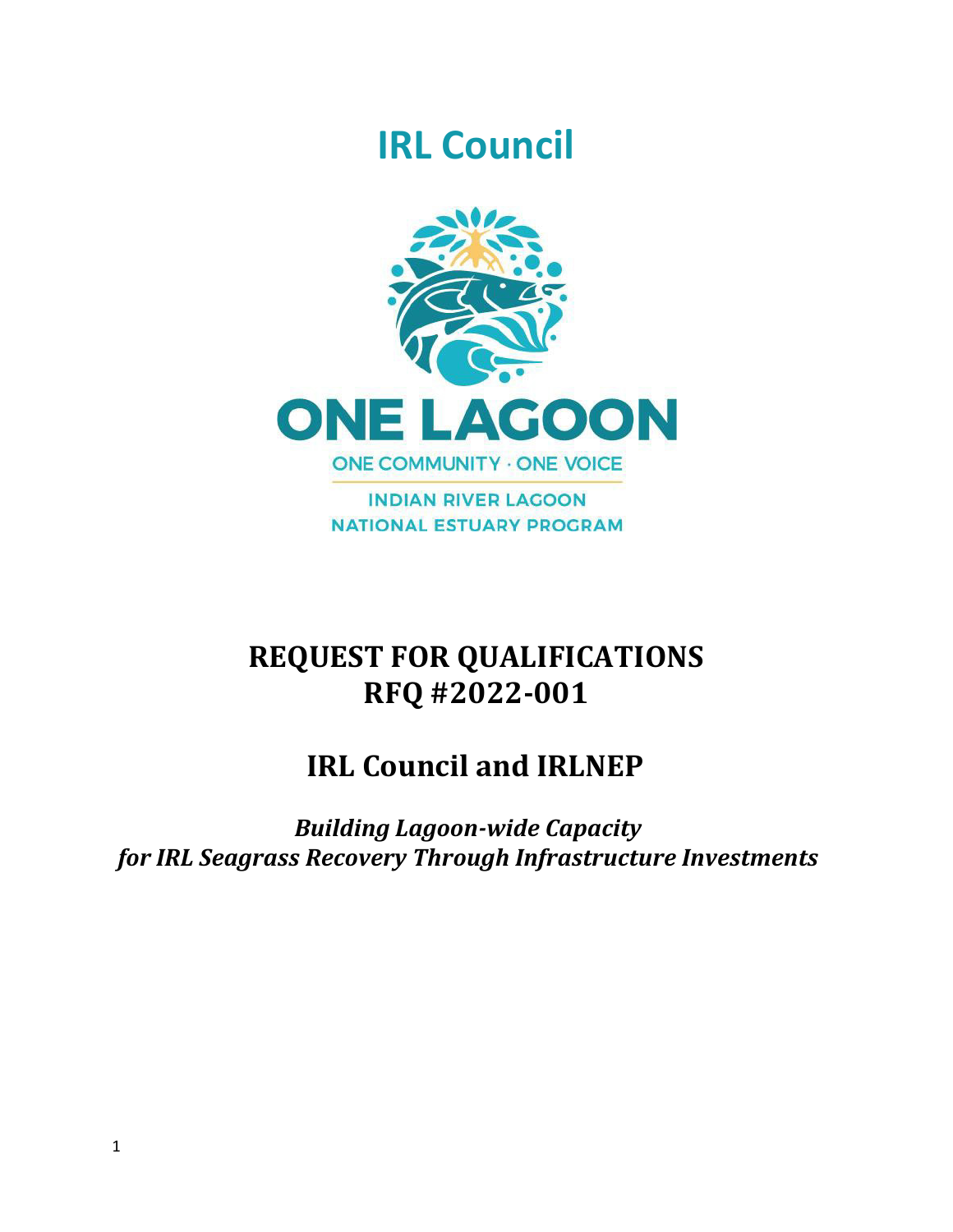# IRL Council

ONE LAGOON

ONE COMMUNITY · ONE VOICE

INDIAN RIVER LAGOON NATIONAL ESTUARY PROGRAM

# REQUEST FOR QUALIFICATIONS RFQ #2022-001

## IRL Council and IRLNEP

***Building Lagoon-wide Capacity for IRL Seagrass Recovery Through Infrastructure Investments***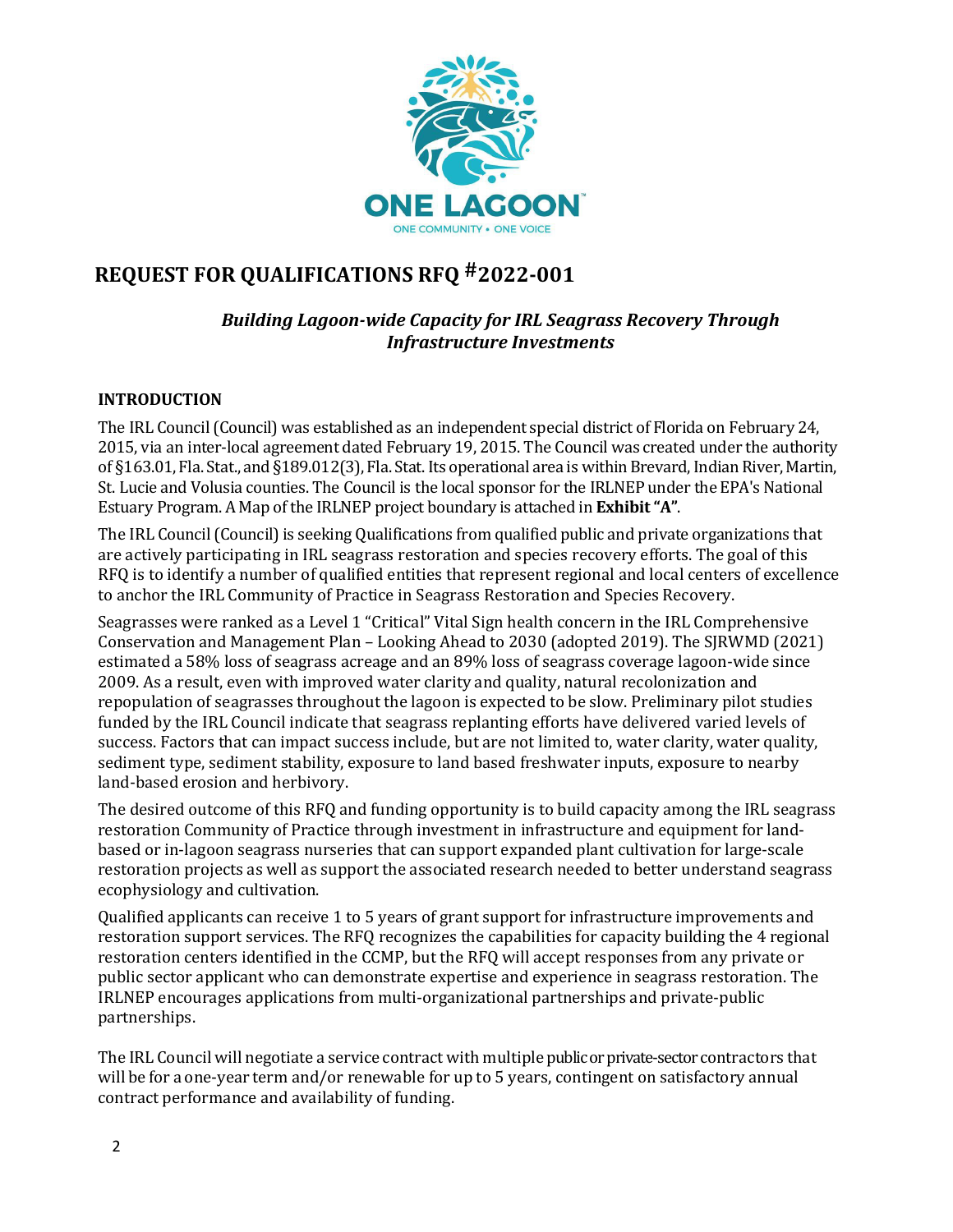# REQUEST FOR QUALIFICATIONS RFQ #2022-001

***Building Lagoon-wide Capacity for IRL Seagrass Recovery Through Infrastructure Investments***

## INTRODUCTION

The IRL Council (Council) was established as an independent special district of Florida on February 24, 2015, via an inter-local agreement dated February 19, 2015. The Council was created under the authority of §163.01, Fla. Stat., and §189.012(3), Fla. Stat. Its operational area is within Brevard, Indian River, Martin, St. Lucie and Volusia counties. The Council is the local sponsor for the IRLNEP under the EPA's National Estuary Program. A Map of the IRLNEP project boundary is attached in **Exhibit "A"**.

The IRL Council (Council) is seeking Qualifications from qualified public and private organizations that are actively participating in IRL seagrass restoration and species recovery efforts. The goal of this RFQ is to identify a number of qualified entities that represent regional and local centers of excellence to anchor the IRL Community of Practice in Seagrass Restoration and Species Recovery.

Seagrasses were ranked as a Level 1 "Critical" Vital Sign health concern in the IRL Comprehensive Conservation and Management Plan – Looking Ahead to 2030 (adopted 2019). The SJRWMD (2021) estimated a 58% loss of seagrass acreage and an 89% loss of seagrass coverage lagoon-wide since 2009. As a result, even with improved water clarity and quality, natural recolonization and repopulation of seagrasses throughout the lagoon is expected to be slow. Preliminary pilot studies funded by the IRL Council indicate that seagrass replanting efforts have delivered varied levels of success. Factors that can impact success include, but are not limited to, water clarity, water quality, sediment type, sediment stability, exposure to land based freshwater inputs, exposure to nearby land-based erosion and herbivory.

The desired outcome of this RFQ and funding opportunity is to build capacity among the IRL seagrass restoration Community of Practice through investment in infrastructure and equipment for land-based or in-lagoon seagrass nurseries that can support expanded plant cultivation for large-scale restoration projects as well as support the associated research needed to better understand seagrass ecophysiology and cultivation.

Qualified applicants can receive 1 to 5 years of grant support for infrastructure improvements and restoration support services. The RFQ recognizes the capabilities for capacity building the 4 regional restoration centers identified in the CCMP, but the RFQ will accept responses from any private or public sector applicant who can demonstrate expertise and experience in seagrass restoration. The IRLNEP encourages applications from multi-organizational partnerships and private-public partnerships.

The IRL Council will negotiate a service contract with multiple public or private-sector contractors that will be for a one-year term and/or renewable for up to 5 years, contingent on satisfactory annual contract performance and availability of funding.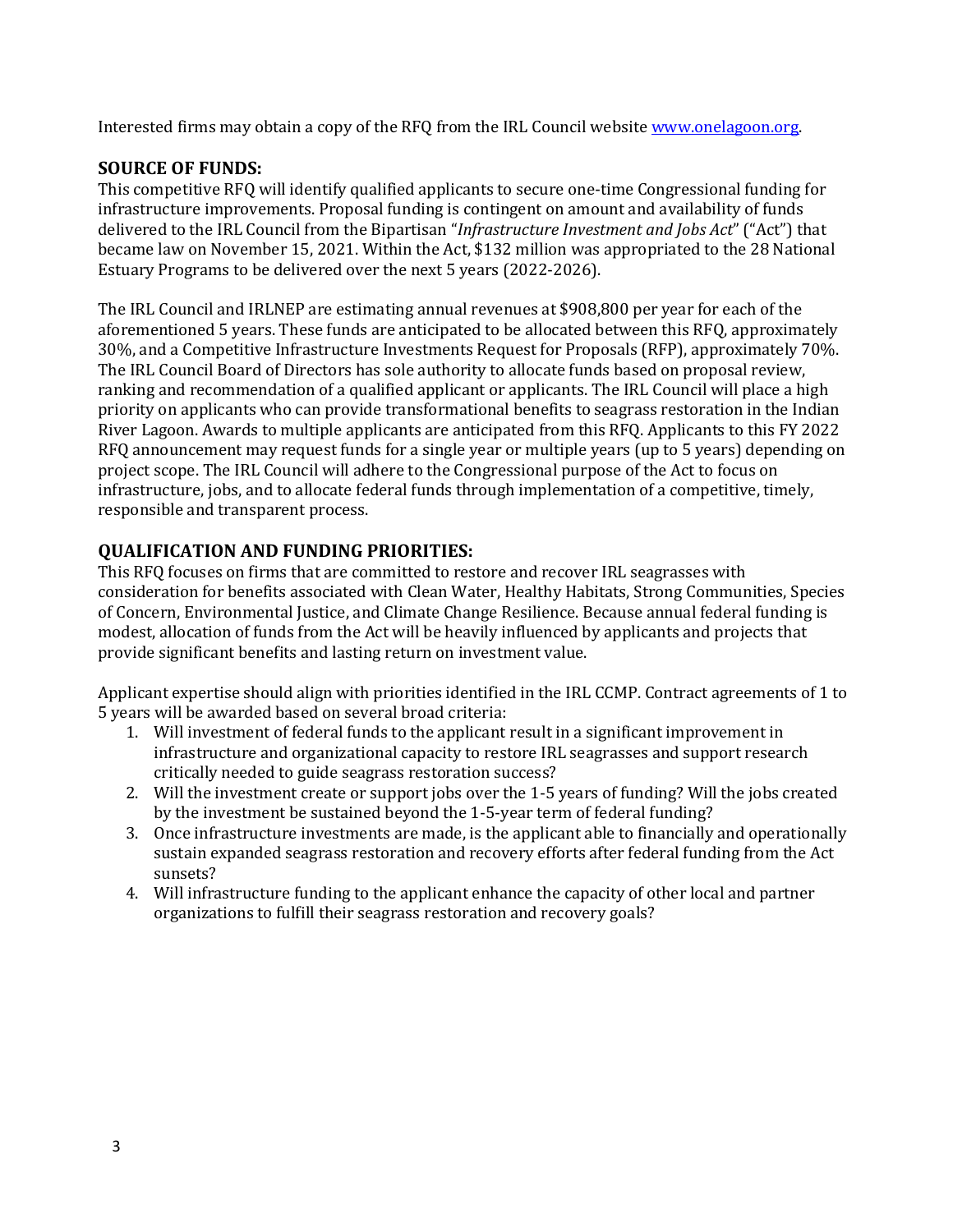Interested firms may obtain a copy of the RFQ from the IRL Council website [www.onelagoon.org](www.onelagoon.org).

## SOURCE OF FUNDS:

This competitive RFQ will identify qualified applicants to secure one-time Congressional funding for infrastructure improvements. Proposal funding is contingent on amount and availability of funds delivered to the IRL Council from the Bipartisan "*Infrastructure Investment and Jobs Act*" ("Act") that became law on November 15, 2021. Within the Act, $132 million was appropriated to the 28 National Estuary Programs to be delivered over the next 5 years (2022-2026).

The IRL Council and IRLNEP are estimating annual revenues at $908,800 per year for each of the aforementioned 5 years. These funds are anticipated to be allocated between this RFQ, approximately 30%, and a Competitive Infrastructure Investments Request for Proposals (RFP), approximately 70%. The IRL Council Board of Directors has sole authority to allocate funds based on proposal review, ranking and recommendation of a qualified applicant or applicants. The IRL Council will place a high priority on applicants who can provide transformational benefits to seagrass restoration in the Indian River Lagoon. Awards to multiple applicants are anticipated from this RFQ. Applicants to this FY 2022 RFQ announcement may request funds for a single year or multiple years (up to 5 years) depending on project scope. The IRL Council will adhere to the Congressional purpose of the Act to focus on infrastructure, jobs, and to allocate federal funds through implementation of a competitive, timely, responsible and transparent process.

## QUALIFICATION AND FUNDING PRIORITIES:

This RFQ focuses on firms that are committed to restore and recover IRL seagrasses with consideration for benefits associated with Clean Water, Healthy Habitats, Strong Communities, Species of Concern, Environmental Justice, and Climate Change Resilience. Because annual federal funding is modest, allocation of funds from the Act will be heavily influenced by applicants and projects that provide significant benefits and lasting return on investment value.

Applicant expertise should align with priorities identified in the IRL CCMP. Contract agreements of 1 to 5 years will be awarded based on several broad criteria:

1. Will investment of federal funds to the applicant result in a significant improvement in infrastructure and organizational capacity to restore IRL seagrasses and support research critically needed to guide seagrass restoration success?
2. Will the investment create or support jobs over the 1-5 years of funding? Will the jobs created by the investment be sustained beyond the 1-5-year term of federal funding?
3. Once infrastructure investments are made, is the applicant able to financially and operationally sustain expanded seagrass restoration and recovery efforts after federal funding from the Act sunsets?
4. Will infrastructure funding to the applicant enhance the capacity of other local and partner organizations to fulfill their seagrass restoration and recovery goals?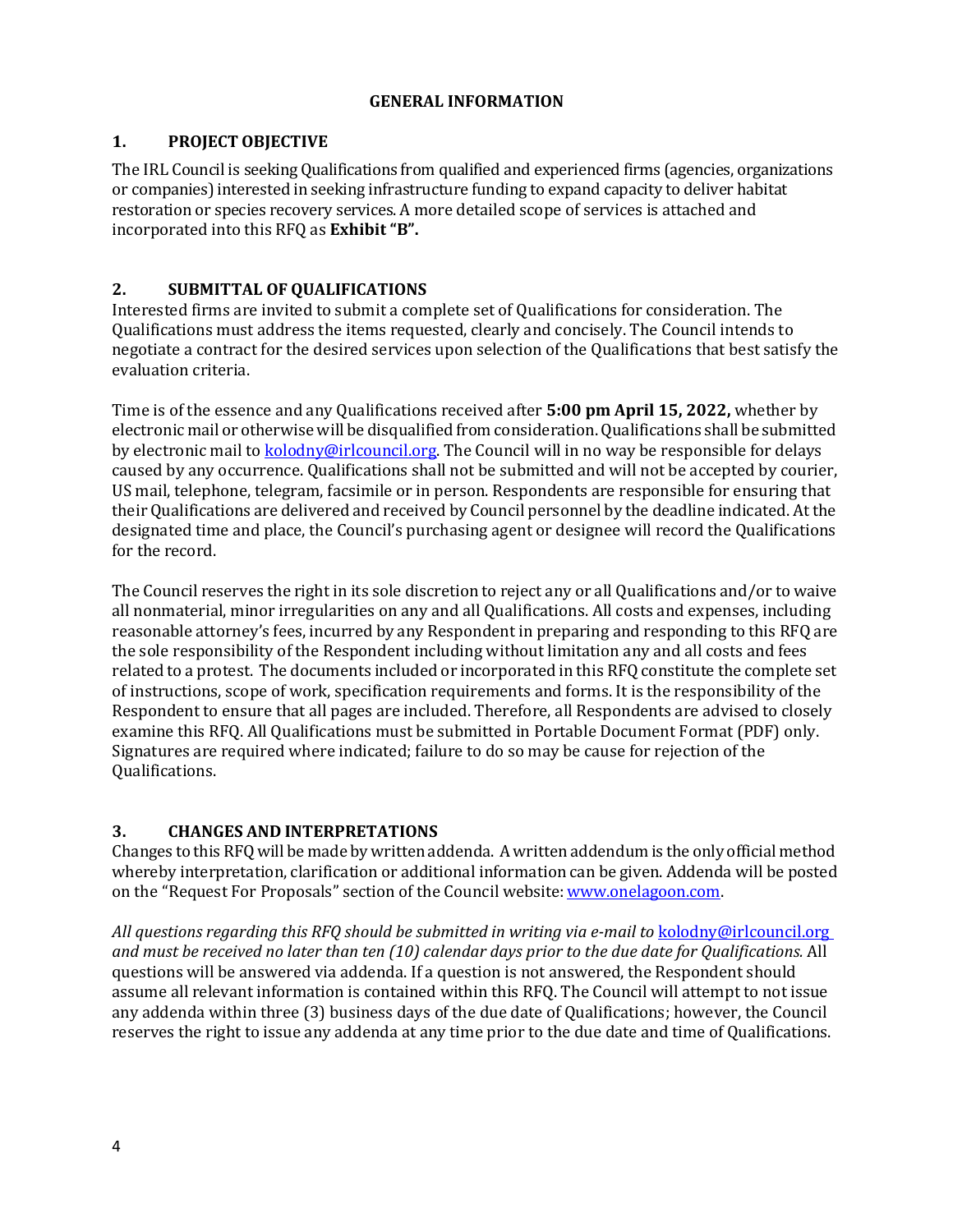## GENERAL INFORMATION

### 1. PROJECT OBJECTIVE

The IRL Council is seeking Qualifications from qualified and experienced firms (agencies, organizations or companies) interested in seeking infrastructure funding to expand capacity to deliver habitat restoration or species recovery services. A more detailed scope of services is attached and incorporated into this RFQ as **Exhibit "B".**

### 2. SUBMITTAL OF QUALIFICATIONS

Interested firms are invited to submit a complete set of Qualifications for consideration. The Qualifications must address the items requested, clearly and concisely. The Council intends to negotiate a contract for the desired services upon selection of the Qualifications that best satisfy the evaluation criteria.

Time is of the essence and any Qualifications received after **5:00 pm April 15, 2022,** whether by electronic mail or otherwise will be disqualified from consideration. Qualifications shall be submitted by electronic mail to kolodny@irlcouncil.org. The Council will in no way be responsible for delays caused by any occurrence. Qualifications shall not be submitted and will not be accepted by courier, US mail, telephone, telegram, facsimile or in person. Respondents are responsible for ensuring that their Qualifications are delivered and received by Council personnel by the deadline indicated. At the designated time and place, the Council's purchasing agent or designee will record the Qualifications for the record.

The Council reserves the right in its sole discretion to reject any or all Qualifications and/or to waive all nonmaterial, minor irregularities on any and all Qualifications. All costs and expenses, including reasonable attorney's fees, incurred by any Respondent in preparing and responding to this RFQ are the sole responsibility of the Respondent including without limitation any and all costs and fees related to a protest. The documents included or incorporated in this RFQ constitute the complete set of instructions, scope of work, specification requirements and forms. It is the responsibility of the Respondent to ensure that all pages are included. Therefore, all Respondents are advised to closely examine this RFQ. All Qualifications must be submitted in Portable Document Format (PDF) only. Signatures are required where indicated; failure to do so may be cause for rejection of the Qualifications.

### 3. CHANGES AND INTERPRETATIONS

Changes to this RFQ will be made by written addenda. A written addendum is the only official method whereby interpretation, clarification or additional information can be given. Addenda will be posted on the "Request For Proposals" section of the Council website: www.onelagoon.com.

*All questions regarding this RFQ should be submitted in writing via e-mail to* kolodny@irlcouncil.org *and must be received no later than ten (10) calendar days prior to the due date for Qualifications.* All questions will be answered via addenda. If a question is not answered, the Respondent should assume all relevant information is contained within this RFQ. The Council will attempt to not issue any addenda within three (3) business days of the due date of Qualifications; however, the Council reserves the right to issue any addenda at any time prior to the due date and time of Qualifications.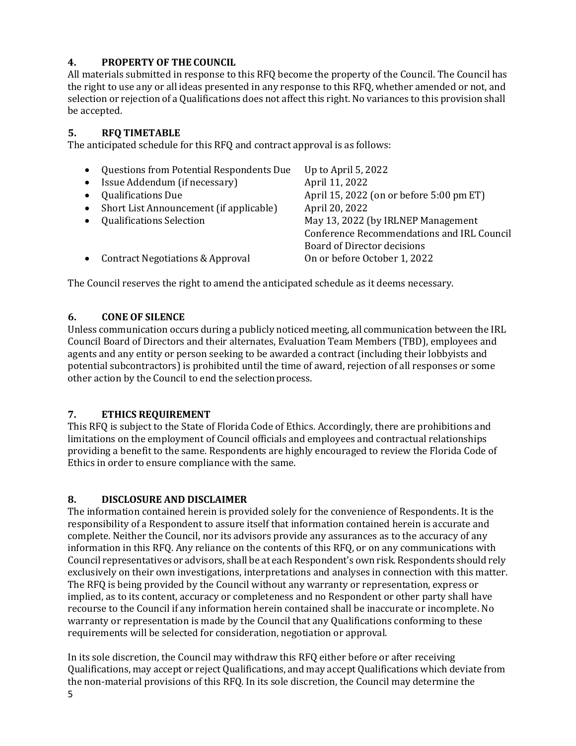## 4. PROPERTY OF THE COUNCIL

All materials submitted in response to this RFQ become the property of the Council. The Council has the right to use any or all ideas presented in any response to this RFQ, whether amended or not, and selection or rejection of a Qualifications does not affect this right. No variances to this provision shall be accepted.

## 5. RFQ TIMETABLE

The anticipated schedule for this RFQ and contract approval is as follows:

- Questions from Potential Respondents Due — Up to April 5, 2022
- Issue Addendum (if necessary) — April 11, 2022
- Qualifications Due — April 15, 2022 (on or before 5:00 pm ET)
- Short List Announcement (if applicable) — April 20, 2022
- Qualifications Selection — May 13, 2022 (by IRLNEP Management Conference Recommendations and IRL Council Board of Director decisions
- Contract Negotiations & Approval — On or before October 1, 2022

The Council reserves the right to amend the anticipated schedule as it deems necessary.

## 6. CONE OF SILENCE

Unless communication occurs during a publicly noticed meeting, all communication between the IRL Council Board of Directors and their alternates, Evaluation Team Members (TBD), employees and agents and any entity or person seeking to be awarded a contract (including their lobbyists and potential subcontractors) is prohibited until the time of award, rejection of all responses or some other action by the Council to end the selection process.

## 7. ETHICS REQUIREMENT

This RFQ is subject to the State of Florida Code of Ethics. Accordingly, there are prohibitions and limitations on the employment of Council officials and employees and contractual relationships providing a benefit to the same. Respondents are highly encouraged to review the Florida Code of Ethics in order to ensure compliance with the same.

## 8. DISCLOSURE AND DISCLAIMER

The information contained herein is provided solely for the convenience of Respondents. It is the responsibility of a Respondent to assure itself that information contained herein is accurate and complete. Neither the Council, nor its advisors provide any assurances as to the accuracy of any information in this RFQ. Any reliance on the contents of this RFQ, or on any communications with Council representatives or advisors, shall be at each Respondent's own risk. Respondents should rely exclusively on their own investigations, interpretations and analyses in connection with this matter. The RFQ is being provided by the Council without any warranty or representation, express or implied, as to its content, accuracy or completeness and no Respondent or other party shall have recourse to the Council if any information herein contained shall be inaccurate or incomplete. No warranty or representation is made by the Council that any Qualifications conforming to these requirements will be selected for consideration, negotiation or approval.

In its sole discretion, the Council may withdraw this RFQ either before or after receiving Qualifications, may accept or reject Qualifications, and may accept Qualifications which deviate from the non-material provisions of this RFQ. In its sole discretion, the Council may determine the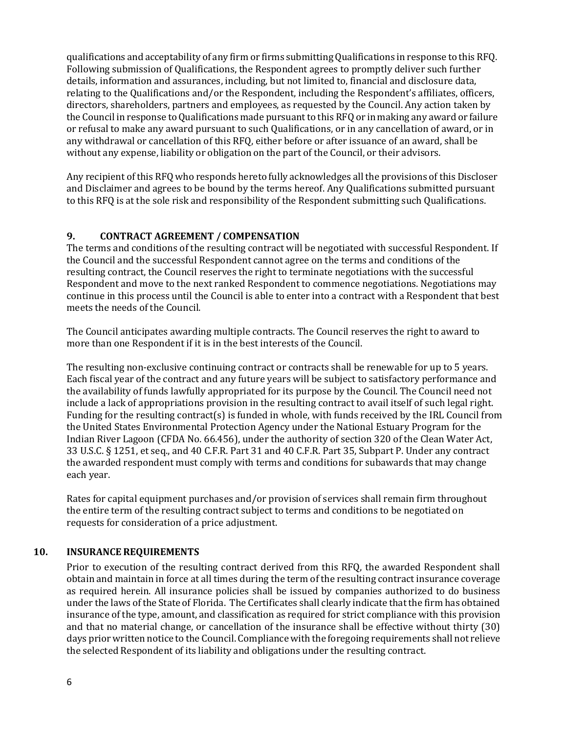qualifications and acceptability of any firm or firms submitting Qualifications in response to this RFQ. Following submission of Qualifications, the Respondent agrees to promptly deliver such further details, information and assurances, including, but not limited to, financial and disclosure data, relating to the Qualifications and/or the Respondent, including the Respondent's affiliates, officers, directors, shareholders, partners and employees, as requested by the Council. Any action taken by the Council in response to Qualifications made pursuant to this RFQ or in making any award or failure or refusal to make any award pursuant to such Qualifications, or in any cancellation of award, or in any withdrawal or cancellation of this RFQ, either before or after issuance of an award, shall be without any expense, liability or obligation on the part of the Council, or their advisors.

Any recipient of this RFQ who responds hereto fully acknowledges all the provisions of this Discloser and Disclaimer and agrees to be bound by the terms hereof. Any Qualifications submitted pursuant to this RFQ is at the sole risk and responsibility of the Respondent submitting such Qualifications.

## 9. CONTRACT AGREEMENT / COMPENSATION

The terms and conditions of the resulting contract will be negotiated with successful Respondent. If the Council and the successful Respondent cannot agree on the terms and conditions of the resulting contract, the Council reserves the right to terminate negotiations with the successful Respondent and move to the next ranked Respondent to commence negotiations. Negotiations may continue in this process until the Council is able to enter into a contract with a Respondent that best meets the needs of the Council.

The Council anticipates awarding multiple contracts. The Council reserves the right to award to more than one Respondent if it is in the best interests of the Council.

The resulting non-exclusive continuing contract or contracts shall be renewable for up to 5 years. Each fiscal year of the contract and any future years will be subject to satisfactory performance and the availability of funds lawfully appropriated for its purpose by the Council. The Council need not include a lack of appropriations provision in the resulting contract to avail itself of such legal right. Funding for the resulting contract(s) is funded in whole, with funds received by the IRL Council from the United States Environmental Protection Agency under the National Estuary Program for the Indian River Lagoon (CFDA No. 66.456), under the authority of section 320 of the Clean Water Act, 33 U.S.C. § 1251, et seq., and 40 C.F.R. Part 31 and 40 C.F.R. Part 35, Subpart P. Under any contract the awarded respondent must comply with terms and conditions for subawards that may change each year.

Rates for capital equipment purchases and/or provision of services shall remain firm throughout the entire term of the resulting contract subject to terms and conditions to be negotiated on requests for consideration of a price adjustment.

## 10. INSURANCE REQUIREMENTS

Prior to execution of the resulting contract derived from this RFQ, the awarded Respondent shall obtain and maintain in force at all times during the term of the resulting contract insurance coverage as required herein. All insurance policies shall be issued by companies authorized to do business under the laws of the State of Florida. The Certificates shall clearly indicate that the firm has obtained insurance of the type, amount, and classification as required for strict compliance with this provision and that no material change, or cancellation of the insurance shall be effective without thirty (30) days prior written notice to the Council. Compliance with the foregoing requirements shall not relieve the selected Respondent of its liability and obligations under the resulting contract.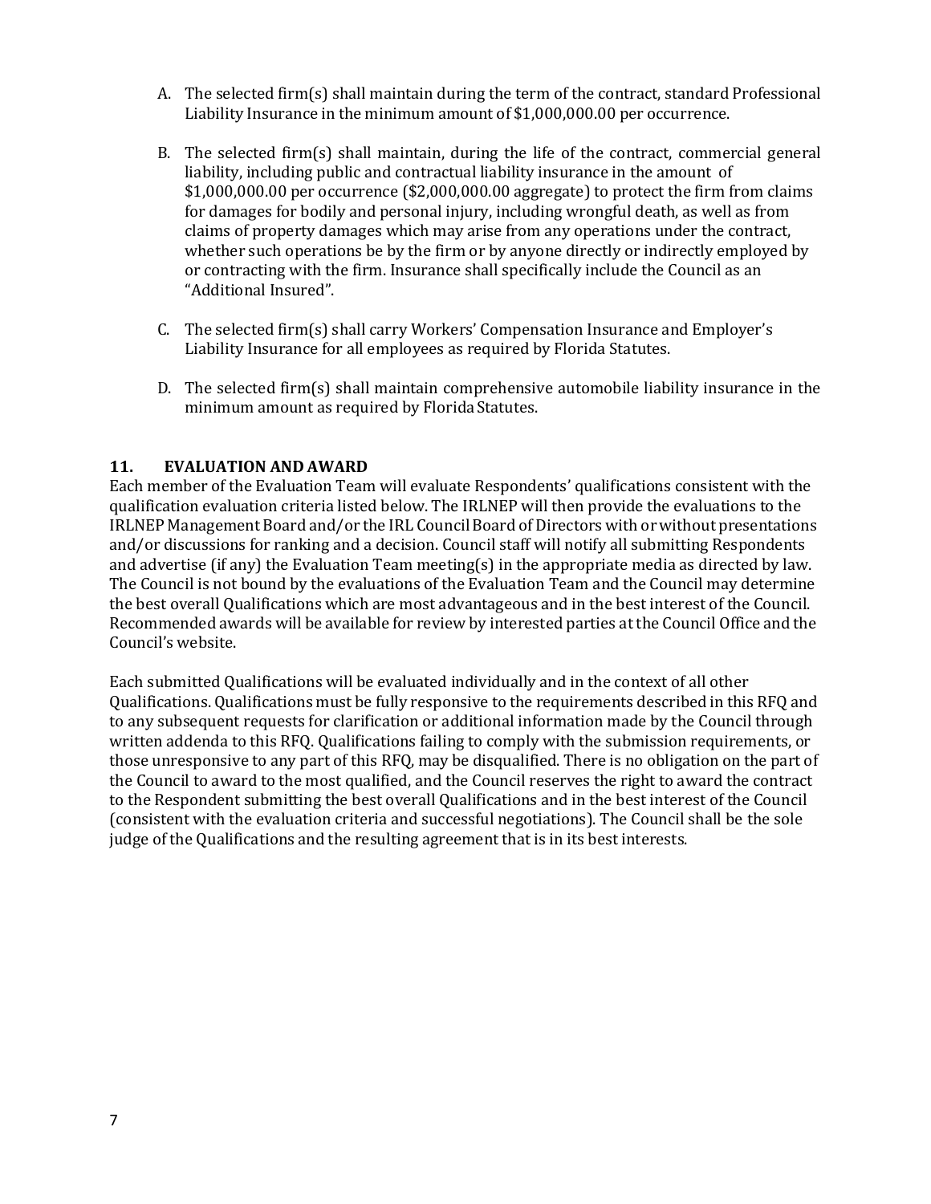A. The selected firm(s) shall maintain during the term of the contract, standard Professional Liability Insurance in the minimum amount of $1,000,000.00 per occurrence.

B. The selected firm(s) shall maintain, during the life of the contract, commercial general liability, including public and contractual liability insurance in the amount of $1,000,000.00 per occurrence ($2,000,000.00 aggregate) to protect the firm from claims for damages for bodily and personal injury, including wrongful death, as well as from claims of property damages which may arise from any operations under the contract, whether such operations be by the firm or by anyone directly or indirectly employed by or contracting with the firm. Insurance shall specifically include the Council as an "Additional Insured".

C. The selected firm(s) shall carry Workers' Compensation Insurance and Employer's Liability Insurance for all employees as required by Florida Statutes.

D. The selected firm(s) shall maintain comprehensive automobile liability insurance in the minimum amount as required by Florida Statutes.

## 11. EVALUATION AND AWARD

Each member of the Evaluation Team will evaluate Respondents' qualifications consistent with the qualification evaluation criteria listed below. The IRLNEP will then provide the evaluations to the IRLNEP Management Board and/or the IRL Council Board of Directors with or without presentations and/or discussions for ranking and a decision. Council staff will notify all submitting Respondents and advertise (if any) the Evaluation Team meeting(s) in the appropriate media as directed by law. The Council is not bound by the evaluations of the Evaluation Team and the Council may determine the best overall Qualifications which are most advantageous and in the best interest of the Council. Recommended awards will be available for review by interested parties at the Council Office and the Council's website.

Each submitted Qualifications will be evaluated individually and in the context of all other Qualifications. Qualifications must be fully responsive to the requirements described in this RFQ and to any subsequent requests for clarification or additional information made by the Council through written addenda to this RFQ. Qualifications failing to comply with the submission requirements, or those unresponsive to any part of this RFQ, may be disqualified. There is no obligation on the part of the Council to award to the most qualified, and the Council reserves the right to award the contract to the Respondent submitting the best overall Qualifications and in the best interest of the Council (consistent with the evaluation criteria and successful negotiations). The Council shall be the sole judge of the Qualifications and the resulting agreement that is in its best interests.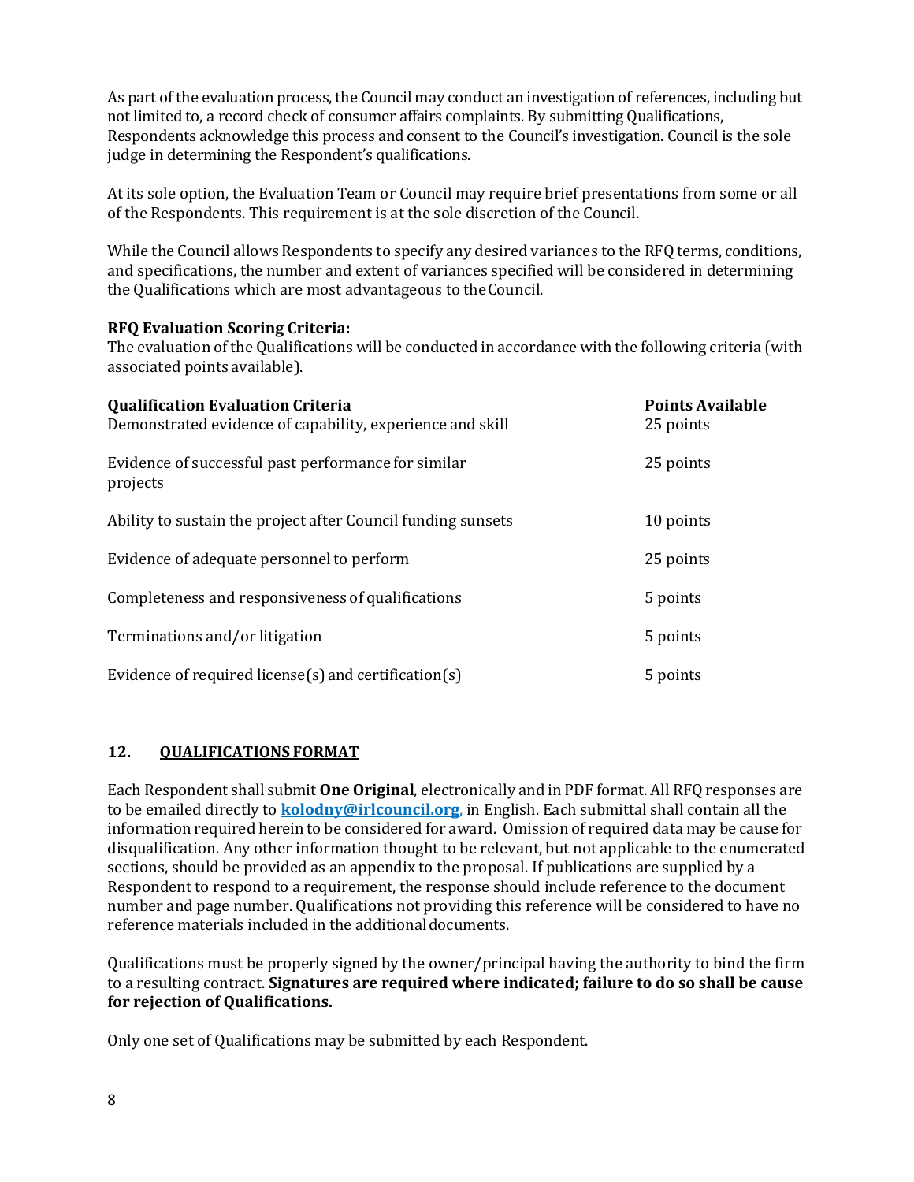As part of the evaluation process, the Council may conduct an investigation of references, including but not limited to, a record check of consumer affairs complaints. By submitting Qualifications, Respondents acknowledge this process and consent to the Council's investigation. Council is the sole judge in determining the Respondent's qualifications.

At its sole option, the Evaluation Team or Council may require brief presentations from some or all of the Respondents. This requirement is at the sole discretion of the Council.

While the Council allows Respondents to specify any desired variances to the RFQ terms, conditions, and specifications, the number and extent of variances specified will be considered in determining the Qualifications which are most advantageous to the Council.

**RFQ Evaluation Scoring Criteria:**
The evaluation of the Qualifications will be conducted in accordance with the following criteria (with associated points available).

| Qualification Evaluation Criteria | Points Available |
|---|---|
| Demonstrated evidence of capability, experience and skill | 25 points |
| Evidence of successful past performance for similar projects | 25 points |
| Ability to sustain the project after Council funding sunsets | 10 points |
| Evidence of adequate personnel to perform | 25 points |
| Completeness and responsiveness of qualifications | 5 points |
| Terminations and/or litigation | 5 points |
| Evidence of required license(s) and certification(s) | 5 points |

## 12. QUALIFICATIONS FORMAT

Each Respondent shall submit **One Original**, electronically and in PDF format. All RFQ responses are to be emailed directly to **kolodny@irlcouncil.org**, in English. Each submittal shall contain all the information required herein to be considered for award. Omission of required data may be cause for disqualification. Any other information thought to be relevant, but not applicable to the enumerated sections, should be provided as an appendix to the proposal. If publications are supplied by a Respondent to respond to a requirement, the response should include reference to the document number and page number. Qualifications not providing this reference will be considered to have no reference materials included in the additional documents.

Qualifications must be properly signed by the owner/principal having the authority to bind the firm to a resulting contract. **Signatures are required where indicated; failure to do so shall be cause for rejection of Qualifications.**

Only one set of Qualifications may be submitted by each Respondent.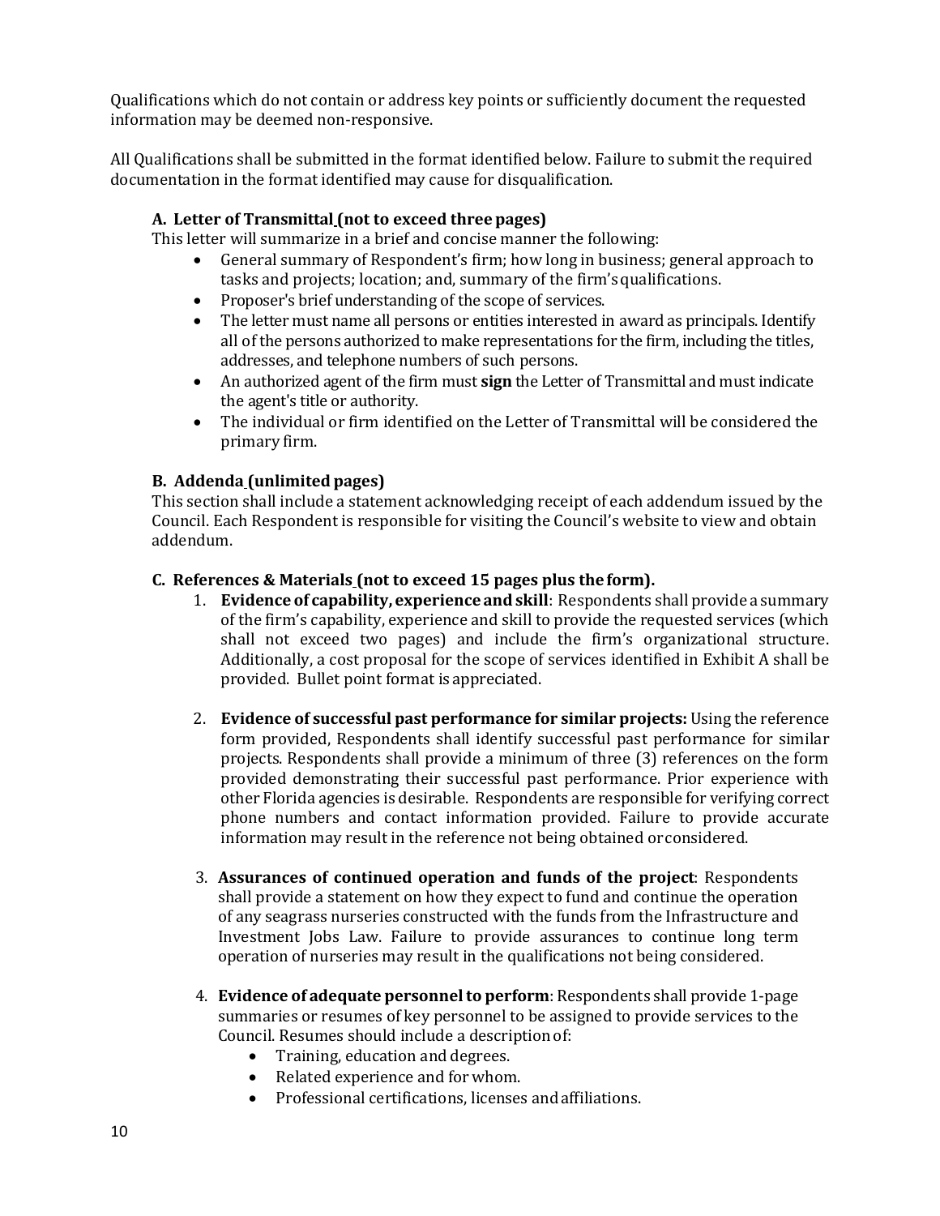Qualifications which do not contain or address key points or sufficiently document the requested information may be deemed non-responsive.

All Qualifications shall be submitted in the format identified below. Failure to submit the required documentation in the format identified may cause for disqualification.

### A. Letter of Transmittal (not to exceed three pages)

This letter will summarize in a brief and concise manner the following:

- General summary of Respondent's firm; how long in business; general approach to tasks and projects; location; and, summary of the firm's qualifications.
- Proposer's brief understanding of the scope of services.
- The letter must name all persons or entities interested in award as principals. Identify all of the persons authorized to make representations for the firm, including the titles, addresses, and telephone numbers of such persons.
- An authorized agent of the firm must **sign** the Letter of Transmittal and must indicate the agent's title or authority.
- The individual or firm identified on the Letter of Transmittal will be considered the primary firm.

### B. Addenda (unlimited pages)

This section shall include a statement acknowledging receipt of each addendum issued by the Council. Each Respondent is responsible for visiting the Council's website to view and obtain addendum.

### C. References & Materials (not to exceed 15 pages plus the form).

1. **Evidence of capability, experience and skill**: Respondents shall provide a summary of the firm's capability, experience and skill to provide the requested services (which shall not exceed two pages) and include the firm's organizational structure. Additionally, a cost proposal for the scope of services identified in Exhibit A shall be provided. Bullet point format is appreciated.

2. **Evidence of successful past performance for similar projects:** Using the reference form provided, Respondents shall identify successful past performance for similar projects. Respondents shall provide a minimum of three (3) references on the form provided demonstrating their successful past performance. Prior experience with other Florida agencies is desirable. Respondents are responsible for verifying correct phone numbers and contact information provided. Failure to provide accurate information may result in the reference not being obtained or considered.

3. **Assurances of continued operation and funds of the project**: Respondents shall provide a statement on how they expect to fund and continue the operation of any seagrass nurseries constructed with the funds from the Infrastructure and Investment Jobs Law. Failure to provide assurances to continue long term operation of nurseries may result in the qualifications not being considered.

4. **Evidence of adequate personnel to perform**: Respondents shall provide 1-page summaries or resumes of key personnel to be assigned to provide services to the Council. Resumes should include a description of:
   - Training, education and degrees.
   - Related experience and for whom.
   - Professional certifications, licenses and affiliations.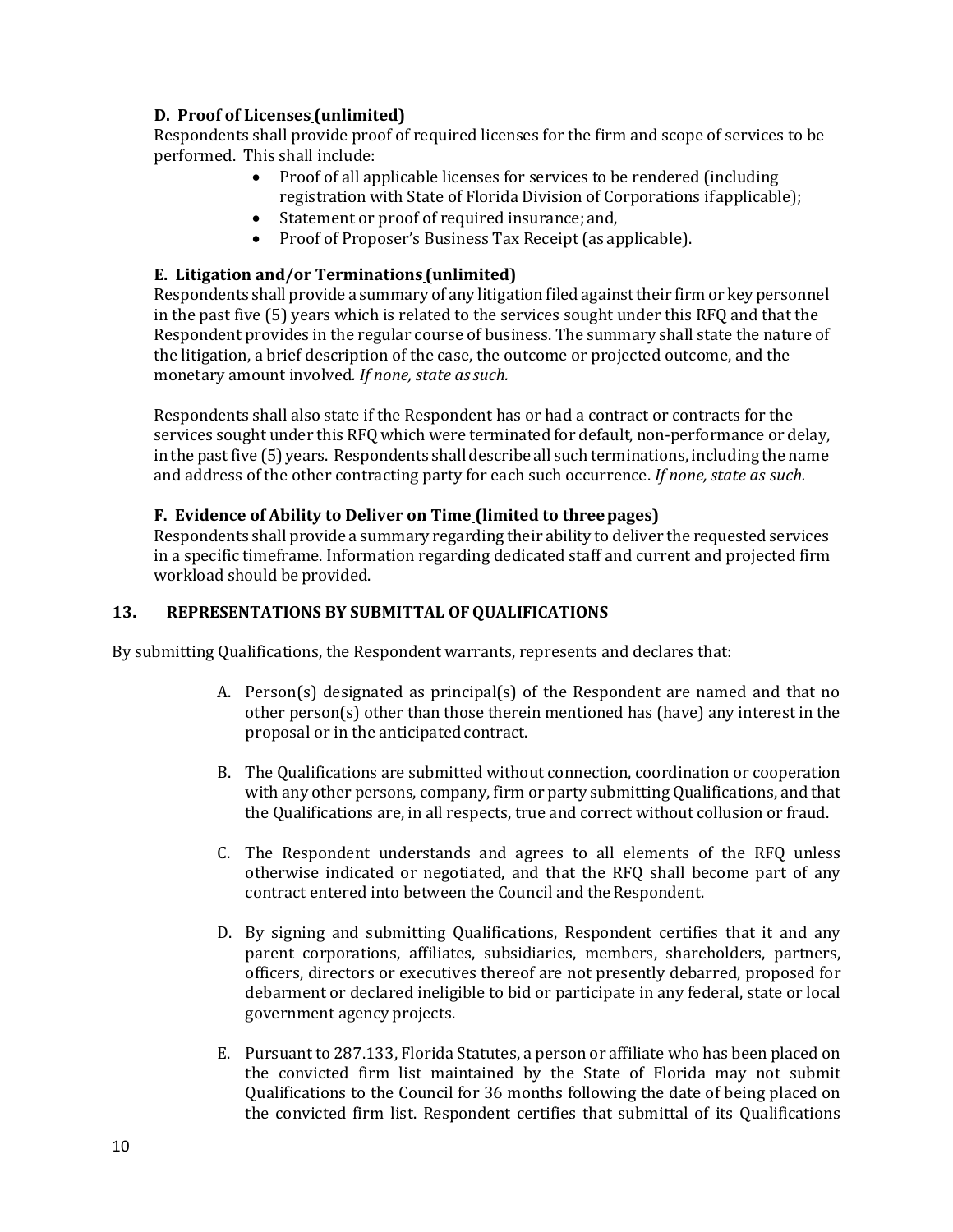### D. Proof of Licenses (unlimited)

Respondents shall provide proof of required licenses for the firm and scope of services to be performed. This shall include:

- Proof of all applicable licenses for services to be rendered (including registration with State of Florida Division of Corporations ifapplicable);
- Statement or proof of required insurance; and,
- Proof of Proposer's Business Tax Receipt (as applicable).

### E. Litigation and/or Terminations (unlimited)

Respondents shall provide a summary of any litigation filed against their firm or key personnel in the past five (5) years which is related to the services sought under this RFQ and that the Respondent provides in the regular course of business. The summary shall state the nature of the litigation, a brief description of the case, the outcome or projected outcome, and the monetary amount involved. *If none, state as such.*

Respondents shall also state if the Respondent has or had a contract or contracts for the services sought under this RFQ which were terminated for default, non-performance or delay, in the past five (5) years. Respondents shall describe all such terminations, including the name and address of the other contracting party for each such occurrence. *If none, state as such.*

### F. Evidence of Ability to Deliver on Time (limited to three pages)

Respondents shall provide a summary regarding their ability to deliver the requested services in a specific timeframe. Information regarding dedicated staff and current and projected firm workload should be provided.

## 13. REPRESENTATIONS BY SUBMITTAL OF QUALIFICATIONS

By submitting Qualifications, the Respondent warrants, represents and declares that:

A. Person(s) designated as principal(s) of the Respondent are named and that no other person(s) other than those therein mentioned has (have) any interest in the proposal or in the anticipated contract.

B. The Qualifications are submitted without connection, coordination or cooperation with any other persons, company, firm or party submitting Qualifications, and that the Qualifications are, in all respects, true and correct without collusion or fraud.

C. The Respondent understands and agrees to all elements of the RFQ unless otherwise indicated or negotiated, and that the RFQ shall become part of any contract entered into between the Council and the Respondent.

D. By signing and submitting Qualifications, Respondent certifies that it and any parent corporations, affiliates, subsidiaries, members, shareholders, partners, officers, directors or executives thereof are not presently debarred, proposed for debarment or declared ineligible to bid or participate in any federal, state or local government agency projects.

E. Pursuant to 287.133, Florida Statutes, a person or affiliate who has been placed on the convicted firm list maintained by the State of Florida may not submit Qualifications to the Council for 36 months following the date of being placed on the convicted firm list. Respondent certifies that submittal of its Qualifications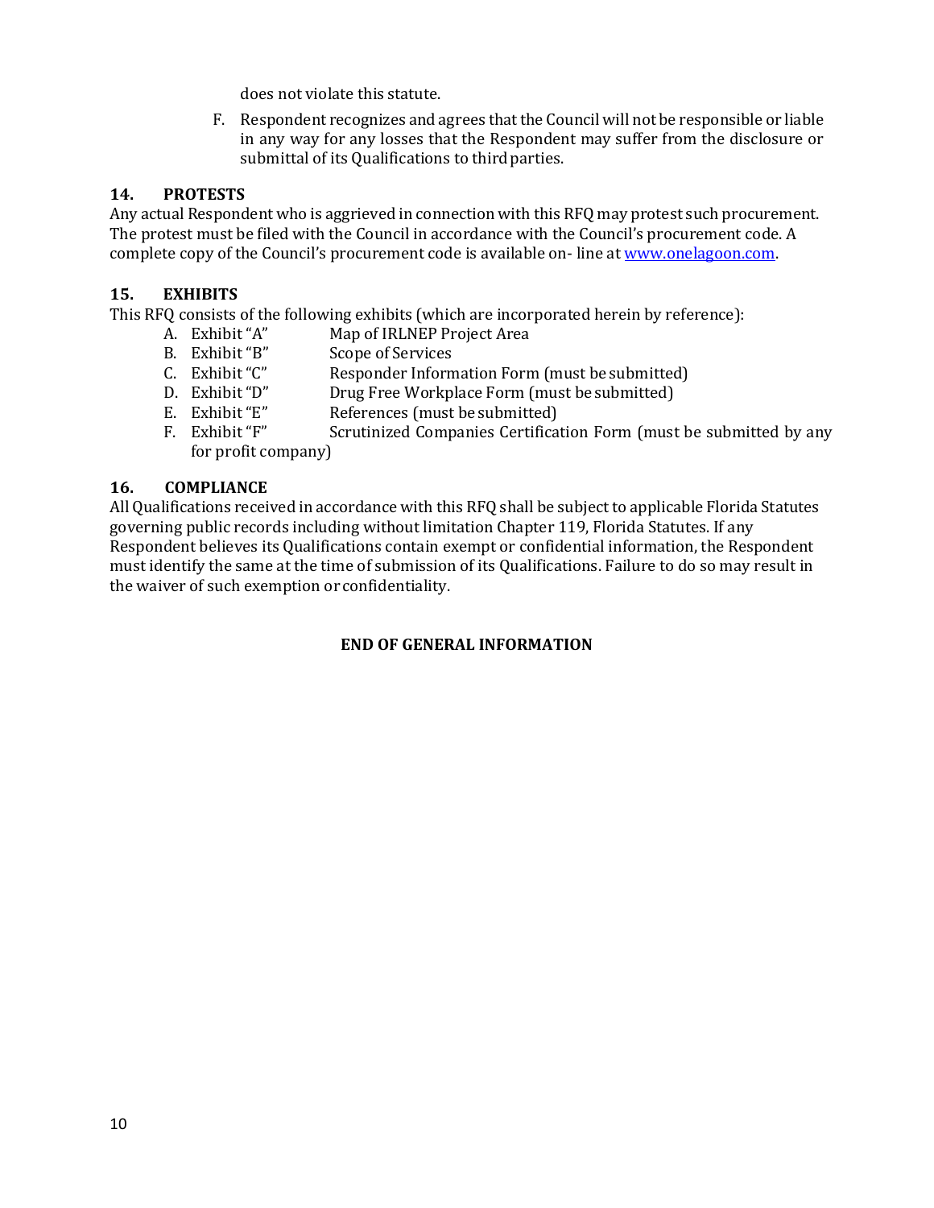does not violate this statute.

F. Respondent recognizes and agrees that the Council will not be responsible or liable in any way for any losses that the Respondent may suffer from the disclosure or submittal of its Qualifications to third parties.

## 14. PROTESTS

Any actual Respondent who is aggrieved in connection with this RFQ may protest such procurement. The protest must be filed with the Council in accordance with the Council's procurement code. A complete copy of the Council's procurement code is available on- line at [www.onelagoon.com](www.onelagoon.com).

## 15. EXHIBITS

This RFQ consists of the following exhibits (which are incorporated herein by reference):

A. Exhibit "A" Map of IRLNEP Project Area
B. Exhibit "B" Scope of Services
C. Exhibit "C" Responder Information Form (must be submitted)
D. Exhibit "D" Drug Free Workplace Form (must be submitted)
E. Exhibit "E" References (must be submitted)
F. Exhibit "F" Scrutinized Companies Certification Form (must be submitted by any for profit company)

## 16. COMPLIANCE

All Qualifications received in accordance with this RFQ shall be subject to applicable Florida Statutes governing public records including without limitation Chapter 119, Florida Statutes. If any Respondent believes its Qualifications contain exempt or confidential information, the Respondent must identify the same at the time of submission of its Qualifications. Failure to do so may result in the waiver of such exemption or confidentiality.

**END OF GENERAL INFORMATION**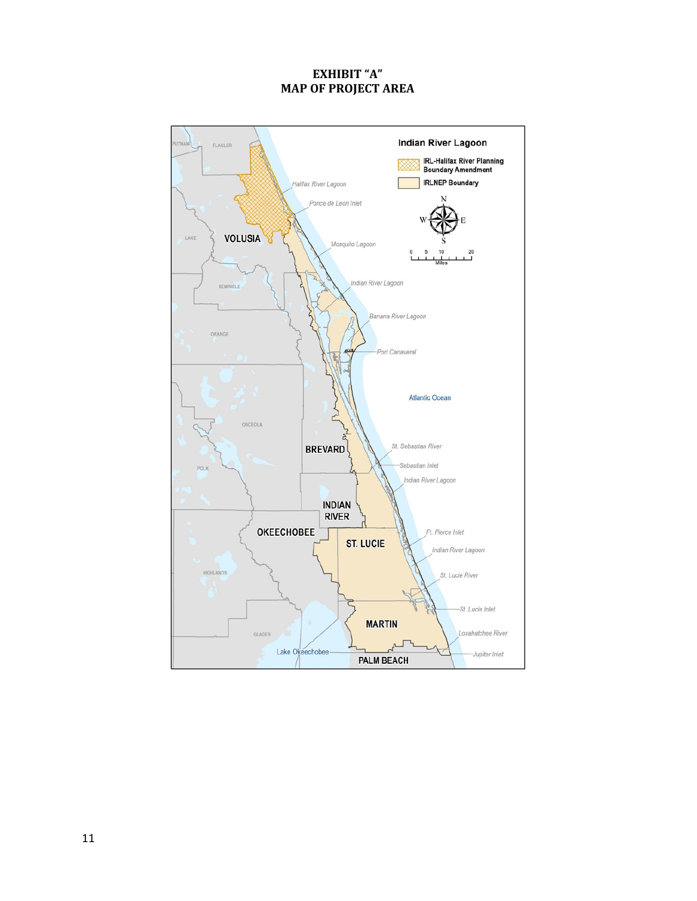# EXHIBIT "A"
# MAP OF PROJECT AREA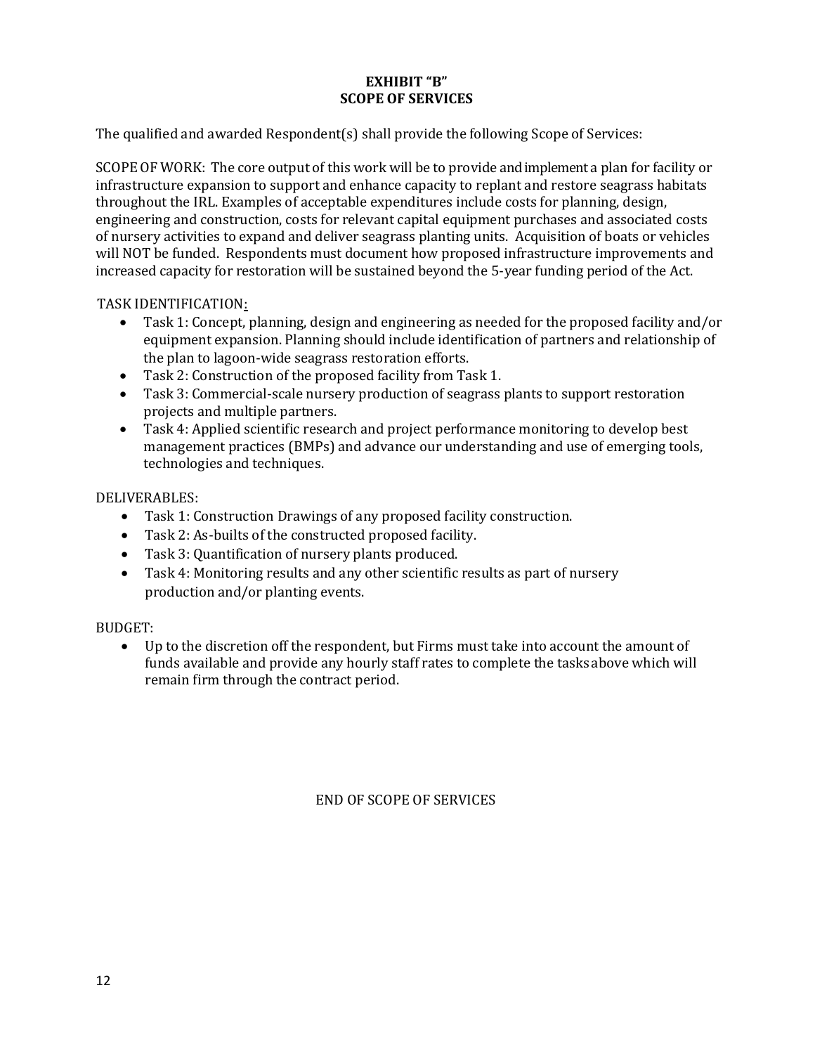# EXHIBIT “B”
# SCOPE OF SERVICES

The qualified and awarded Respondent(s) shall provide the following Scope of Services:

SCOPE OF WORK: The core output of this work will be to provide and implement a plan for facility or infrastructure expansion to support and enhance capacity to replant and restore seagrass habitats throughout the IRL. Examples of acceptable expenditures include costs for planning, design, engineering and construction, costs for relevant capital equipment purchases and associated costs of nursery activities to expand and deliver seagrass planting units. Acquisition of boats or vehicles will NOT be funded. Respondents must document how proposed infrastructure improvements and increased capacity for restoration will be sustained beyond the 5-year funding period of the Act.

TASK IDENTIFICATION:

- Task 1: Concept, planning, design and engineering as needed for the proposed facility and/or equipment expansion. Planning should include identification of partners and relationship of the plan to lagoon-wide seagrass restoration efforts.
- Task 2: Construction of the proposed facility from Task 1.
- Task 3: Commercial-scale nursery production of seagrass plants to support restoration projects and multiple partners.
- Task 4: Applied scientific research and project performance monitoring to develop best management practices (BMPs) and advance our understanding and use of emerging tools, technologies and techniques.

DELIVERABLES:

- Task 1: Construction Drawings of any proposed facility construction.
- Task 2: As-builts of the constructed proposed facility.
- Task 3: Quantification of nursery plants produced.
- Task 4: Monitoring results and any other scientific results as part of nursery production and/or planting events.

BUDGET:

- Up to the discretion off the respondent, but Firms must take into account the amount of funds available and provide any hourly staff rates to complete the tasks above which will remain firm through the contract period.

END OF SCOPE OF SERVICES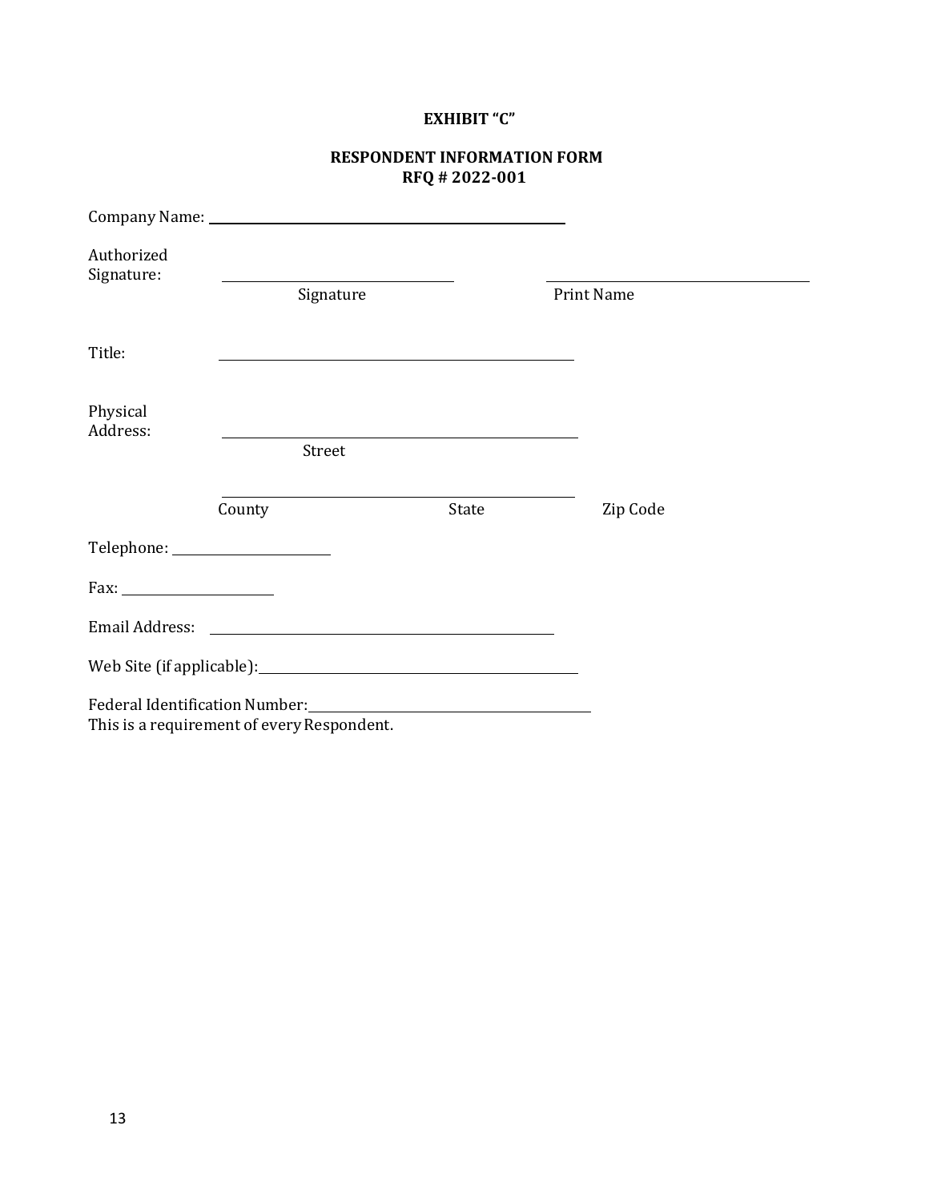**EXHIBIT "C"**

**RESPONDENT INFORMATION FORM**
**RFQ # 2022-001**

Company Name: ______________________________________________

Authorized Signature: ______________________________ ______________________________
Signature Print Name

Title: ______________________________________________

Physical Address: ______________________________________________
Street

______________________________________________
County State Zip Code

Telephone: ____________________

Fax: ____________________

Email Address: ______________________________________________

Web Site (if applicable): ______________________________________________

Federal Identification Number: ______________________________________
This is a requirement of every Respondent.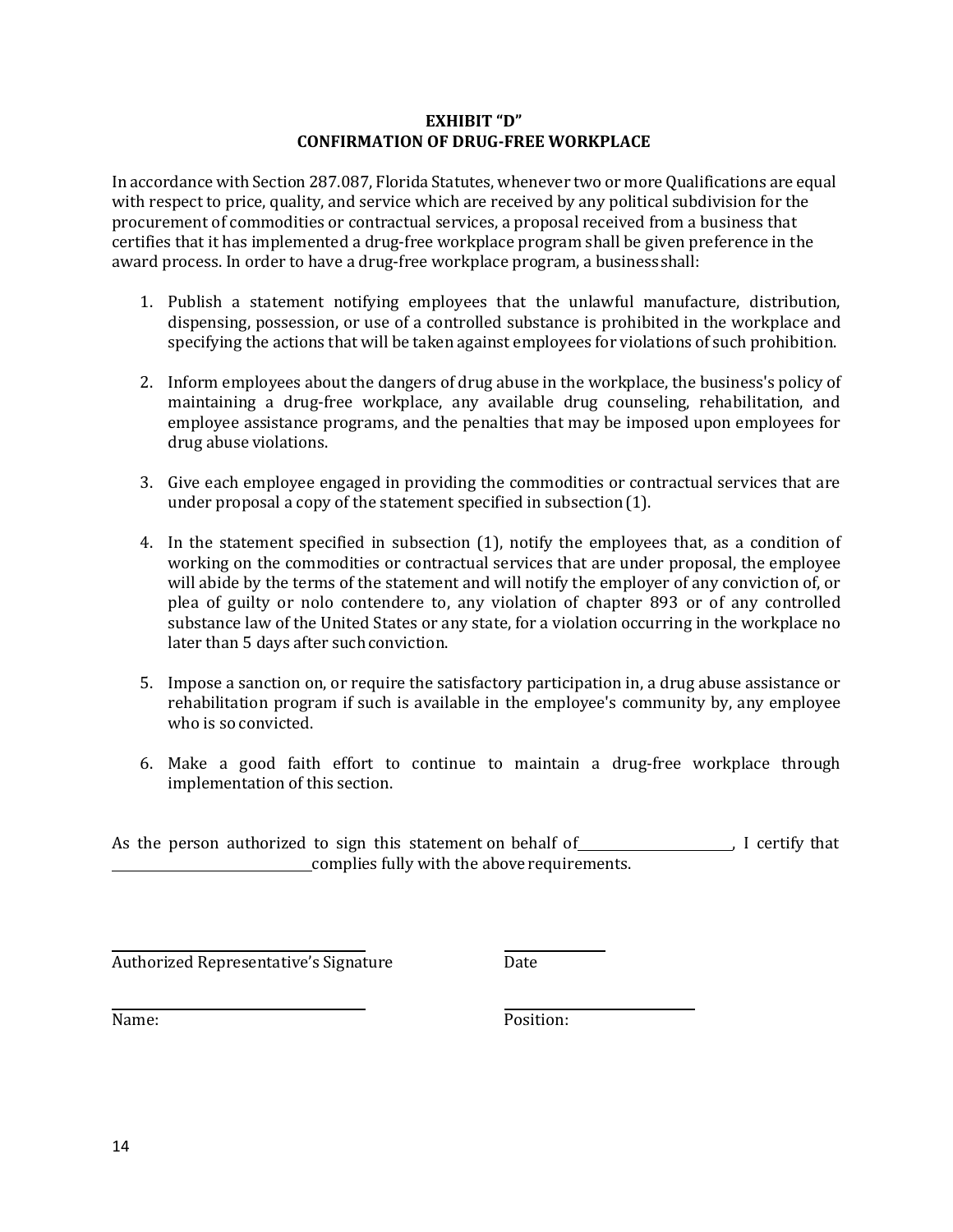# EXHIBIT "D"
## CONFIRMATION OF DRUG-FREE WORKPLACE

In accordance with Section 287.087, Florida Statutes, whenever two or more Qualifications are equal with respect to price, quality, and service which are received by any political subdivision for the procurement of commodities or contractual services, a proposal received from a business that certifies that it has implemented a drug-free workplace program shall be given preference in the award process. In order to have a drug-free workplace program, a business shall:

1. Publish a statement notifying employees that the unlawful manufacture, distribution, dispensing, possession, or use of a controlled substance is prohibited in the workplace and specifying the actions that will be taken against employees for violations of such prohibition.

2. Inform employees about the dangers of drug abuse in the workplace, the business's policy of maintaining a drug-free workplace, any available drug counseling, rehabilitation, and employee assistance programs, and the penalties that may be imposed upon employees for drug abuse violations.

3. Give each employee engaged in providing the commodities or contractual services that are under proposal a copy of the statement specified in subsection (1).

4. In the statement specified in subsection (1), notify the employees that, as a condition of working on the commodities or contractual services that are under proposal, the employee will abide by the terms of the statement and will notify the employer of any conviction of, or plea of guilty or nolo contendere to, any violation of chapter 893 or of any controlled substance law of the United States or any state, for a violation occurring in the workplace no later than 5 days after such conviction.

5. Impose a sanction on, or require the satisfactory participation in, a drug abuse assistance or rehabilitation program if such is available in the employee's community by, any employee who is so convicted.

6. Make a good faith effort to continue to maintain a drug-free workplace through implementation of this section.

As the person authorized to sign this statement on behalf of\_\_\_\_\_\_\_\_\_\_\_\_\_\_\_\_\_\_\_\_, I certify that \_\_\_\_\_\_\_\_\_\_\_\_\_\_\_\_\_\_\_\_\_\_\_\_\_\_complies fully with the above requirements.

\_\_\_\_\_\_\_\_\_\_\_\_\_\_\_\_\_\_\_\_\_\_\_\_\_\_\_\_\_\_\_\_ &nbsp;&nbsp;&nbsp;&nbsp; \_\_\_\_\_\_\_\_\_\_\_\_
Authorized Representative's Signature &nbsp;&nbsp;&nbsp;&nbsp; Date

\_\_\_\_\_\_\_\_\_\_\_\_\_\_\_\_\_\_\_\_\_\_\_\_\_\_\_\_\_\_\_\_ &nbsp;&nbsp;&nbsp;&nbsp; \_\_\_\_\_\_\_\_\_\_\_\_\_\_\_\_\_\_\_\_\_\_\_\_
Name: &nbsp;&nbsp;&nbsp;&nbsp; Position: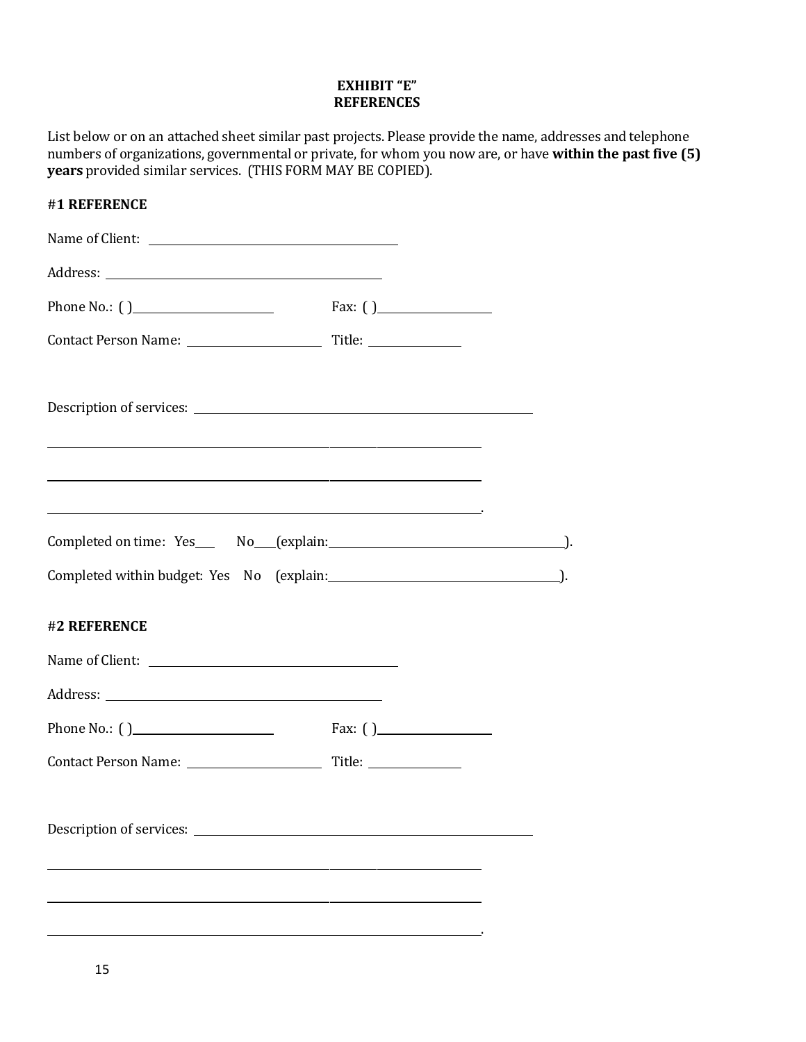**EXHIBIT "E"**
**REFERENCES**

List below or on an attached sheet similar past projects. Please provide the name, addresses and telephone numbers of organizations, governmental or private, for whom you now are, or have **within the past five (5) years** provided similar services. (THIS FORM MAY BE COPIED).

#**1 REFERENCE**

Name of Client: ______________________________________

Address: ______________________________________

Phone No.: ( )______________________ Fax: ( )__________________

Contact Person Name: ______________________ Title: ______________

Description of services: ______________________________________________

______________________________________________________________

______________________________________________________________

______________________________________________________________.

Completed on time: Yes___ No___(explain:______________________________________).

Completed within budget: Yes No (explain:______________________________________).

#**2 REFERENCE**

Name of Client: ______________________________________

Address: ______________________________________

Phone No.: ( )______________________ Fax: ( )__________________

Contact Person Name: ______________________ Title: ______________

Description of services: ______________________________________________

______________________________________________________________

______________________________________________________________

______________________________________________________________.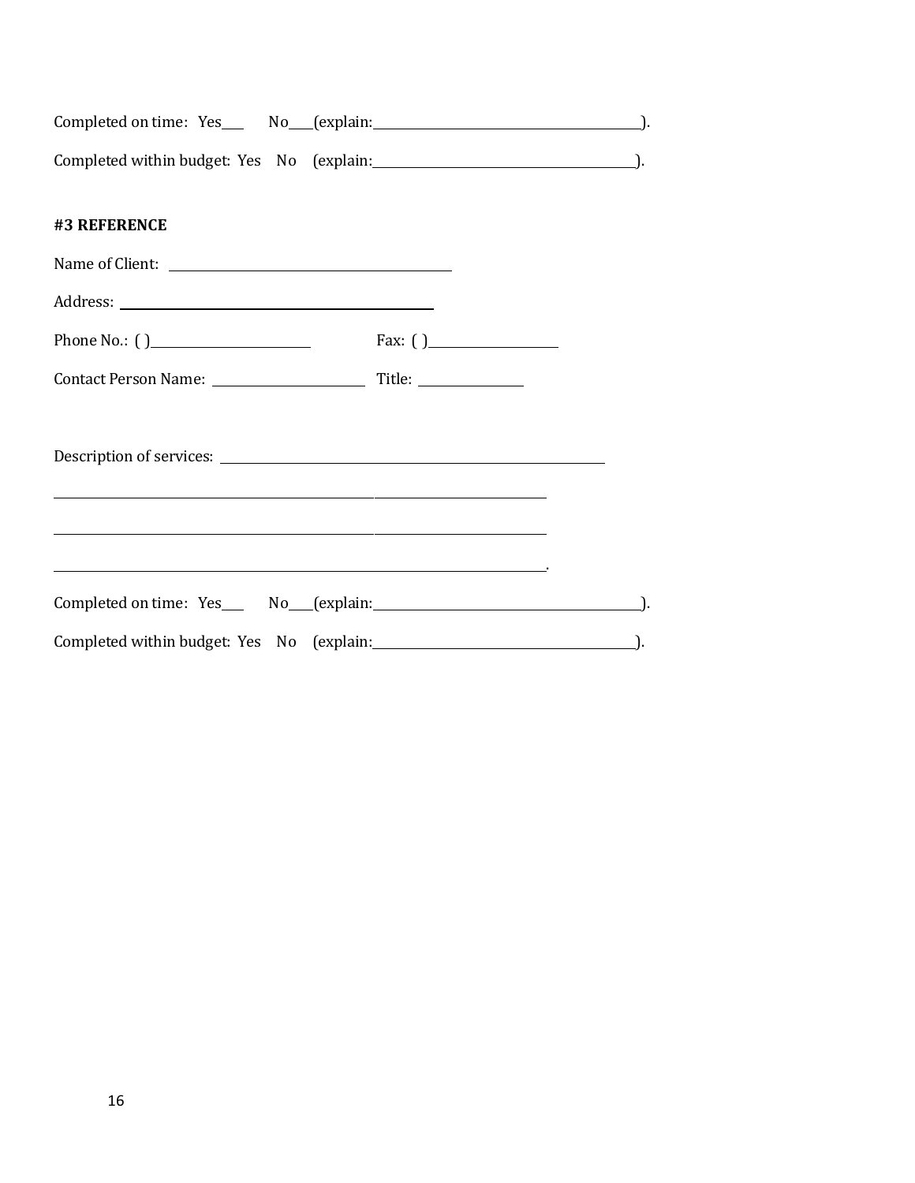Completed on time: Yes___ No___(explain:_________________________________________).

Completed within budget: Yes No (explain:_________________________________________).

**#3 REFERENCE**

Name of Client: ____________________________________________

Address: ________________________________________________

Phone No.: ( )_________________________ Fax: ( )____________________

Contact Person Name: ________________________ Title: ________________

Description of services: ____________________________________________________________

____________________________________________________________________________

____________________________________________________________________________

____________________________________________________________________________.

Completed on time: Yes___ No___(explain:_________________________________________).

Completed within budget: Yes No (explain:_________________________________________).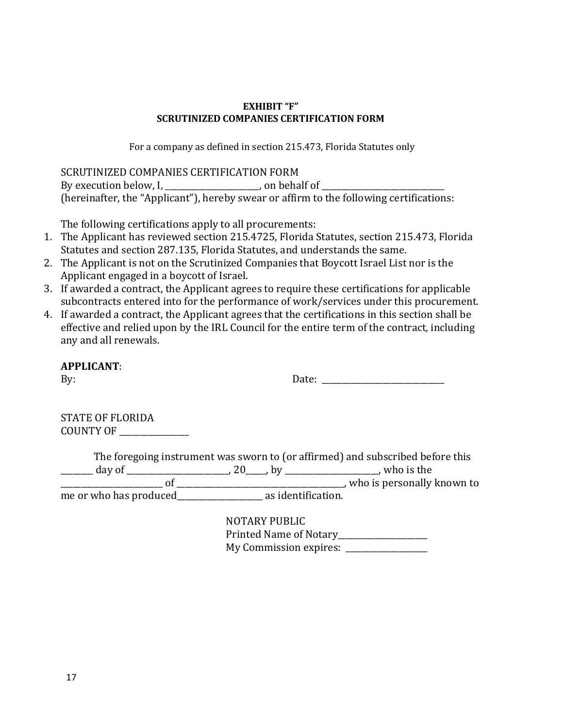**EXHIBIT "F"**
**SCRUTINIZED COMPANIES CERTIFICATION FORM**

For a company as defined in section 215.473, Florida Statutes only

SCRUTINIZED COMPANIES CERTIFICATION FORM
By execution below, I, ______________________, on behalf of ____________________________
(hereinafter, the "Applicant"), hereby swear or affirm to the following certifications:

The following certifications apply to all procurements:

1. The Applicant has reviewed section 215.4725, Florida Statutes, section 215.473, Florida Statutes and section 287.135, Florida Statutes, and understands the same.
2. The Applicant is not on the Scrutinized Companies that Boycott Israel List nor is the Applicant engaged in a boycott of Israel.
3. If awarded a contract, the Applicant agrees to require these certifications for applicable subcontracts entered into for the performance of work/services under this procurement.
4. If awarded a contract, the Applicant agrees that the certifications in this section shall be effective and relied upon by the IRL Council for the entire term of the contract, including any and all renewals.

**APPLICANT**:
By: Date: ____________________________

STATE OF FLORIDA
COUNTY OF ________________

The foregoing instrument was sworn to (or affirmed) and subscribed before this _______ day of _______________________, 20____, by _____________________, who is the _______________________ of ______________________________________, who is personally known to me or who has produced___________________ as identification.

NOTARY PUBLIC
Printed Name of Notary_____________________
My Commission expires: ___________________